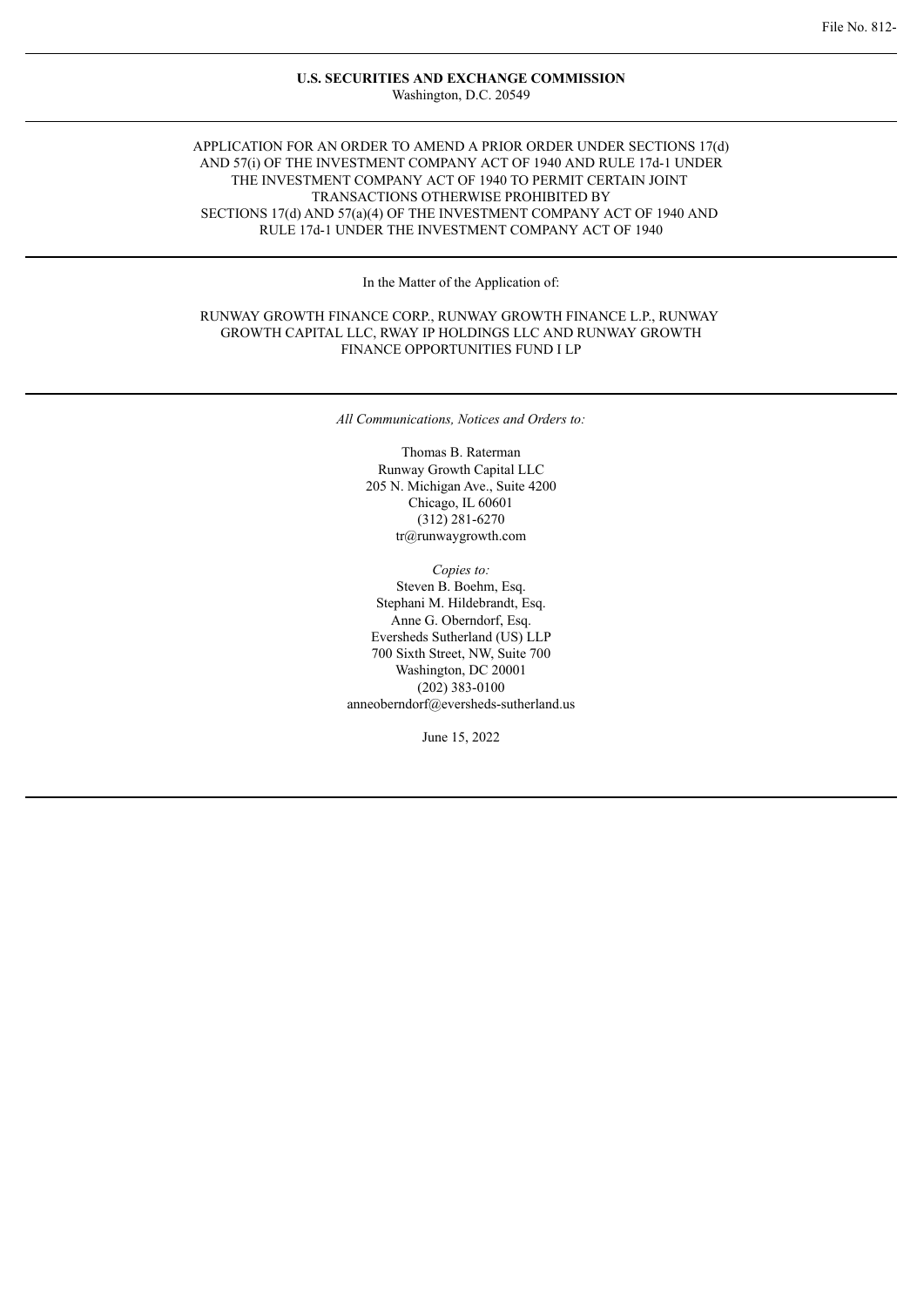File No. 812-

**U.S. SECURITIES AND EXCHANGE COMMISSION**
Washington, D.C. 20549

APPLICATION FOR AN ORDER TO AMEND A PRIOR ORDER UNDER SECTIONS 17(d) AND 57(i) OF THE INVESTMENT COMPANY ACT OF 1940 AND RULE 17d-1 UNDER THE INVESTMENT COMPANY ACT OF 1940 TO PERMIT CERTAIN JOINT TRANSACTIONS OTHERWISE PROHIBITED BY SECTIONS 17(d) AND 57(a)(4) OF THE INVESTMENT COMPANY ACT OF 1940 AND RULE 17d-1 UNDER THE INVESTMENT COMPANY ACT OF 1940

In the Matter of the Application of:

RUNWAY GROWTH FINANCE CORP., RUNWAY GROWTH FINANCE L.P., RUNWAY GROWTH CAPITAL LLC, RWAY IP HOLDINGS LLC AND RUNWAY GROWTH FINANCE OPPORTUNITIES FUND I LP

*All Communications, Notices and Orders to:*

Thomas B. Raterman
Runway Growth Capital LLC
205 N. Michigan Ave., Suite 4200
Chicago, IL 60601
(312) 281-6270
tr@runwaygrowth.com

*Copies to:*
Steven B. Boehm, Esq.
Stephani M. Hildebrandt, Esq.
Anne G. Oberndorf, Esq.
Eversheds Sutherland (US) LLP
700 Sixth Street, NW, Suite 700
Washington, DC 20001
(202) 383-0100
anneoberndorf@eversheds-sutherland.us

June 15, 2022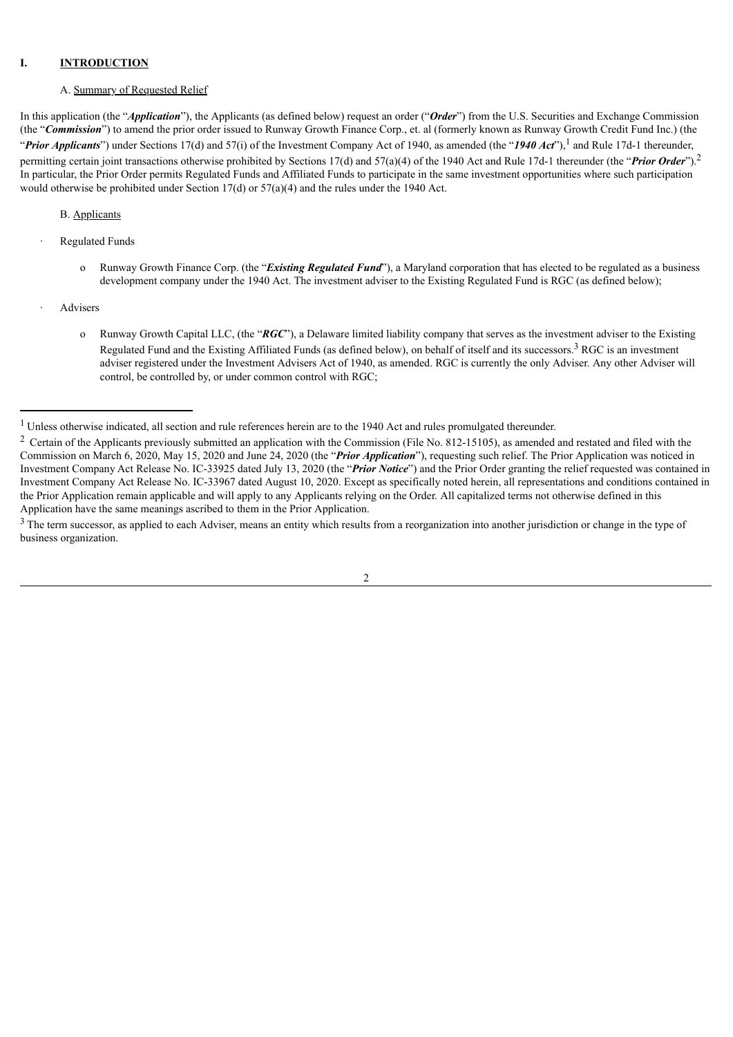## I. INTRODUCTION

### A. Summary of Requested Relief

In this application (the "***Application***"), the Applicants (as defined below) request an order ("***Order***") from the U.S. Securities and Exchange Commission (the "***Commission***") to amend the prior order issued to Runway Growth Finance Corp., et. al (formerly known as Runway Growth Credit Fund Inc.) (the "***Prior Applicants***") under Sections 17(d) and 57(i) of the Investment Company Act of 1940, as amended (the "***1940 Act***"),[1] and Rule 17d-1 thereunder, permitting certain joint transactions otherwise prohibited by Sections 17(d) and 57(a)(4) of the 1940 Act and Rule 17d-1 thereunder (the "***Prior Order***").[2] In particular, the Prior Order permits Regulated Funds and Affiliated Funds to participate in the same investment opportunities where such participation would otherwise be prohibited under Section 17(d) or 57(a)(4) and the rules under the 1940 Act.

### B. Applicants

- Regulated Funds
  - Runway Growth Finance Corp. (the "***Existing Regulated Fund***"), a Maryland corporation that has elected to be regulated as a business development company under the 1940 Act. The investment adviser to the Existing Regulated Fund is RGC (as defined below);
- Advisers
  - Runway Growth Capital LLC, (the "***RGC***"), a Delaware limited liability company that serves as the investment adviser to the Existing Regulated Fund and the Existing Affiliated Funds (as defined below), on behalf of itself and its successors.[3] RGC is an investment adviser registered under the Investment Advisers Act of 1940, as amended. RGC is currently the only Adviser. Any other Adviser will control, be controlled by, or under common control with RGC;

---

[1] Unless otherwise indicated, all section and rule references herein are to the 1940 Act and rules promulgated thereunder.

[2] Certain of the Applicants previously submitted an application with the Commission (File No. 812-15105), as amended and restated and filed with the Commission on March 6, 2020, May 15, 2020 and June 24, 2020 (the "***Prior Application***"), requesting such relief. The Prior Application was noticed in Investment Company Act Release No. IC-33925 dated July 13, 2020 (the "***Prior Notice***") and the Prior Order granting the relief requested was contained in Investment Company Act Release No. IC-33967 dated August 10, 2020. Except as specifically noted herein, all representations and conditions contained in the Prior Application remain applicable and will apply to any Applicants relying on the Order. All capitalized terms not otherwise defined in this Application have the same meanings ascribed to them in the Prior Application.

[3] The term successor, as applied to each Adviser, means an entity which results from a reorganization into another jurisdiction or change in the type of business organization.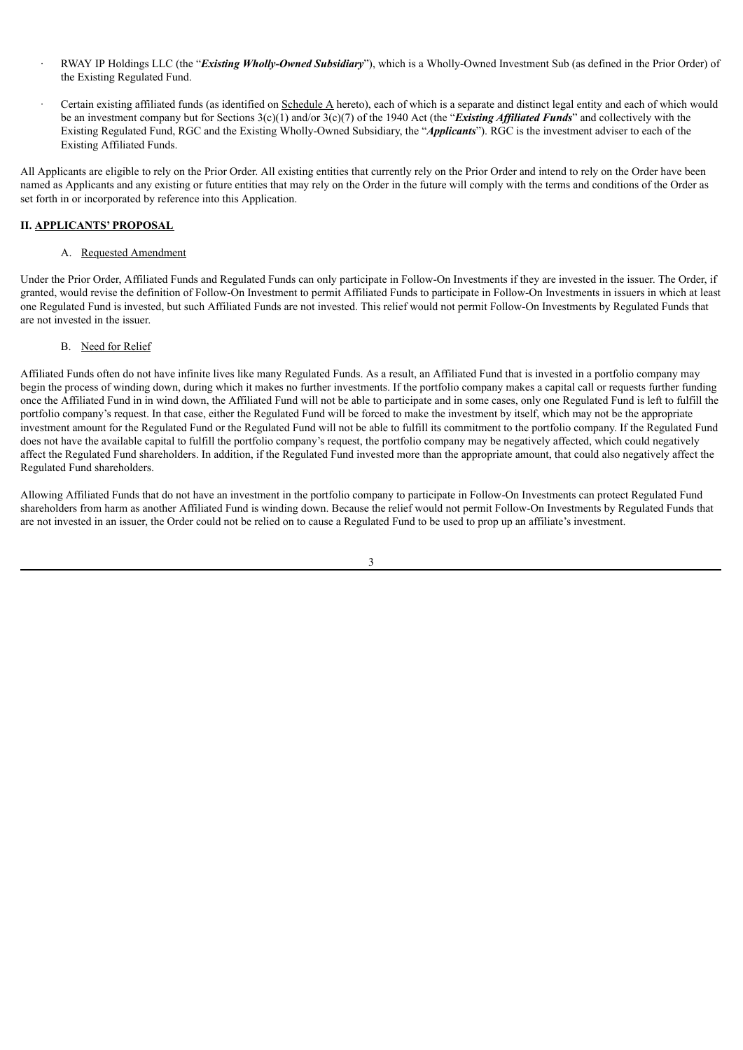- RWAY IP Holdings LLC (the "***Existing Wholly-Owned Subsidiary***"), which is a Wholly-Owned Investment Sub (as defined in the Prior Order) of the Existing Regulated Fund.
- Certain existing affiliated funds (as identified on Schedule A hereto), each of which is a separate and distinct legal entity and each of which would be an investment company but for Sections 3(c)(1) and/or 3(c)(7) of the 1940 Act (the "***Existing Affiliated Funds***" and collectively with the Existing Regulated Fund, RGC and the Existing Wholly-Owned Subsidiary, the "***Applicants***"). RGC is the investment adviser to each of the Existing Affiliated Funds.

All Applicants are eligible to rely on the Prior Order. All existing entities that currently rely on the Prior Order and intend to rely on the Order have been named as Applicants and any existing or future entities that may rely on the Order in the future will comply with the terms and conditions of the Order as set forth in or incorporated by reference into this Application.

## II. APPLICANTS' PROPOSAL

### A. Requested Amendment

Under the Prior Order, Affiliated Funds and Regulated Funds can only participate in Follow-On Investments if they are invested in the issuer. The Order, if granted, would revise the definition of Follow-On Investment to permit Affiliated Funds to participate in Follow-On Investments in issuers in which at least one Regulated Fund is invested, but such Affiliated Funds are not invested. This relief would not permit Follow-On Investments by Regulated Funds that are not invested in the issuer.

### B. Need for Relief

Affiliated Funds often do not have infinite lives like many Regulated Funds. As a result, an Affiliated Fund that is invested in a portfolio company may begin the process of winding down, during which it makes no further investments. If the portfolio company makes a capital call or requests further funding once the Affiliated Fund in in wind down, the Affiliated Fund will not be able to participate and in some cases, only one Regulated Fund is left to fulfill the portfolio company's request. In that case, either the Regulated Fund will be forced to make the investment by itself, which may not be the appropriate investment amount for the Regulated Fund or the Regulated Fund will not be able to fulfill its commitment to the portfolio company. If the Regulated Fund does not have the available capital to fulfill the portfolio company's request, the portfolio company may be negatively affected, which could negatively affect the Regulated Fund shareholders. In addition, if the Regulated Fund invested more than the appropriate amount, that could also negatively affect the Regulated Fund shareholders.

Allowing Affiliated Funds that do not have an investment in the portfolio company to participate in Follow-On Investments can protect Regulated Fund shareholders from harm as another Affiliated Fund is winding down. Because the relief would not permit Follow-On Investments by Regulated Funds that are not invested in an issuer, the Order could not be relied on to cause a Regulated Fund to be used to prop up an affiliate's investment.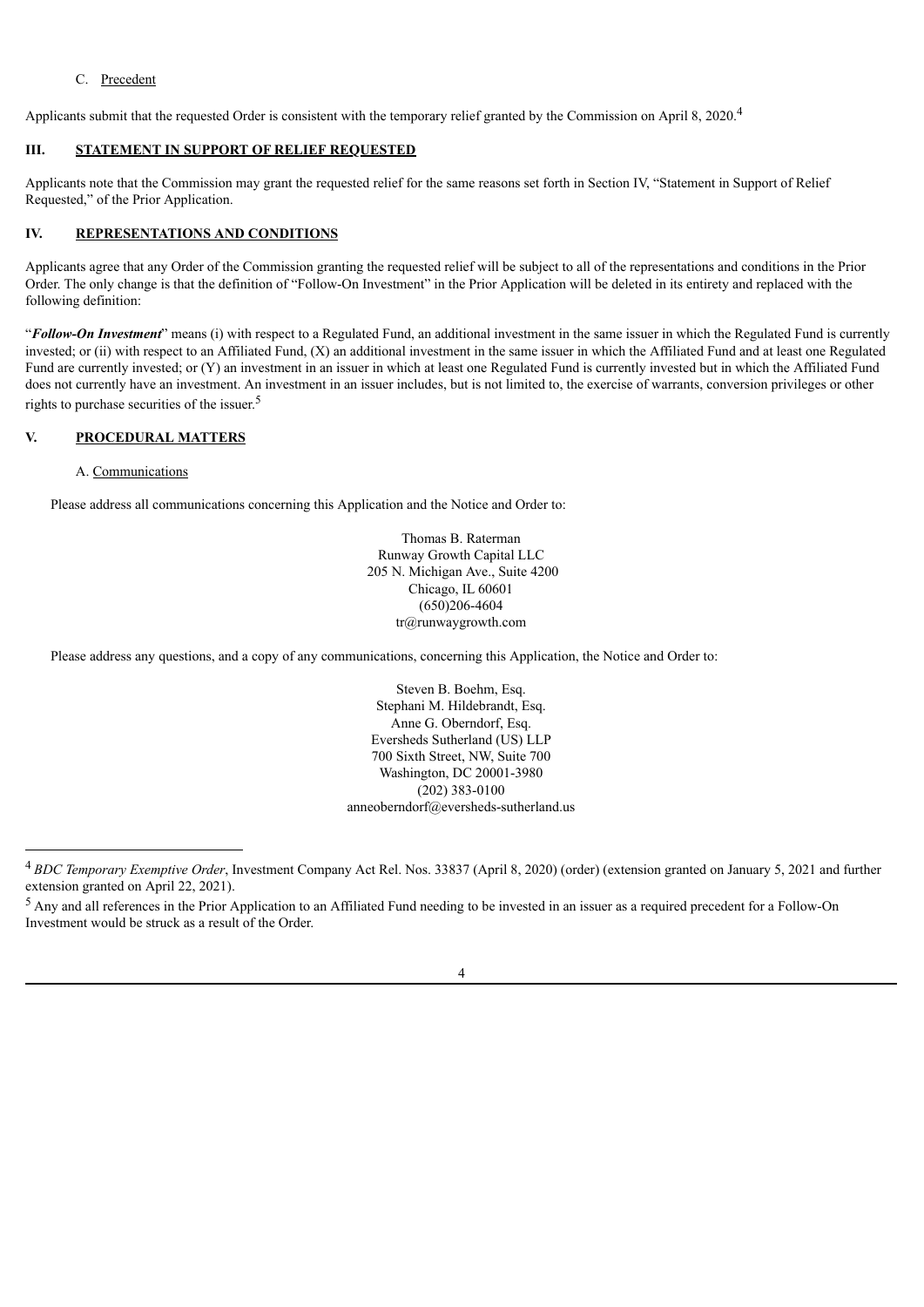C. Precedent

Applicants submit that the requested Order is consistent with the temporary relief granted by the Commission on April 8, 2020.[4]

## III. STATEMENT IN SUPPORT OF RELIEF REQUESTED

Applicants note that the Commission may grant the requested relief for the same reasons set forth in Section IV, "Statement in Support of Relief Requested," of the Prior Application.

## IV. REPRESENTATIONS AND CONDITIONS

Applicants agree that any Order of the Commission granting the requested relief will be subject to all of the representations and conditions in the Prior Order. The only change is that the definition of "Follow-On Investment" in the Prior Application will be deleted in its entirety and replaced with the following definition:

"***Follow-On Investment***" means (i) with respect to a Regulated Fund, an additional investment in the same issuer in which the Regulated Fund is currently invested; or (ii) with respect to an Affiliated Fund, (X) an additional investment in the same issuer in which the Affiliated Fund and at least one Regulated Fund are currently invested; or (Y) an investment in an issuer in which at least one Regulated Fund is currently invested but in which the Affiliated Fund does not currently have an investment. An investment in an issuer includes, but is not limited to, the exercise of warrants, conversion privileges or other rights to purchase securities of the issuer.[5]

## V. PROCEDURAL MATTERS

A. Communications

Please address all communications concerning this Application and the Notice and Order to:

Thomas B. Raterman
Runway Growth Capital LLC
205 N. Michigan Ave., Suite 4200
Chicago, IL 60601
(650)206-4604
tr@runwaygrowth.com

Please address any questions, and a copy of any communications, concerning this Application, the Notice and Order to:

Steven B. Boehm, Esq.
Stephani M. Hildebrandt, Esq.
Anne G. Oberndorf, Esq.
Eversheds Sutherland (US) LLP
700 Sixth Street, NW, Suite 700
Washington, DC 20001-3980
(202) 383-0100
anneoberndorf@eversheds-sutherland.us

---

[4] *BDC Temporary Exemptive Order*, Investment Company Act Rel. Nos. 33837 (April 8, 2020) (order) (extension granted on January 5, 2021 and further extension granted on April 22, 2021).

[5] Any and all references in the Prior Application to an Affiliated Fund needing to be invested in an issuer as a required precedent for a Follow-On Investment would be struck as a result of the Order.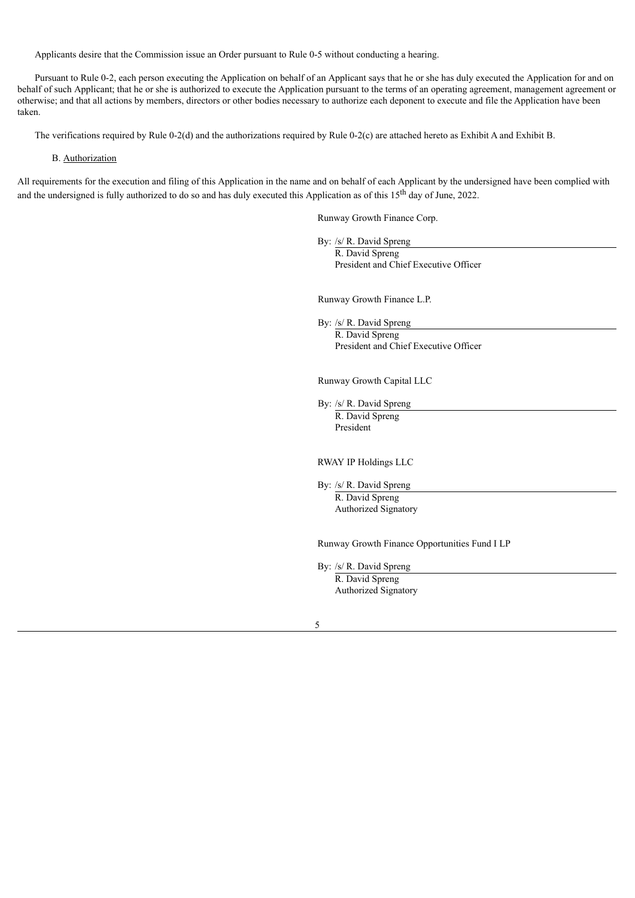Applicants desire that the Commission issue an Order pursuant to Rule 0-5 without conducting a hearing.

Pursuant to Rule 0-2, each person executing the Application on behalf of an Applicant says that he or she has duly executed the Application for and on behalf of such Applicant; that he or she is authorized to execute the Application pursuant to the terms of an operating agreement, management agreement or otherwise; and that all actions by members, directors or other bodies necessary to authorize each deponent to execute and file the Application have been taken.

The verifications required by Rule 0-2(d) and the authorizations required by Rule 0-2(c) are attached hereto as Exhibit A and Exhibit B.

B. Authorization

All requirements for the execution and filing of this Application in the name and on behalf of each Applicant by the undersigned have been complied with and the undersigned is fully authorized to do so and has duly executed this Application as of this 15th day of June, 2022.

Runway Growth Finance Corp.

By: /s/ R. David Spreng
R. David Spreng
President and Chief Executive Officer

Runway Growth Finance L.P.

By: /s/ R. David Spreng
R. David Spreng
President and Chief Executive Officer

Runway Growth Capital LLC

By: /s/ R. David Spreng
R. David Spreng
President

RWAY IP Holdings LLC

By: /s/ R. David Spreng
R. David Spreng
Authorized Signatory

Runway Growth Finance Opportunities Fund I LP

By: /s/ R. David Spreng
R. David Spreng
Authorized Signatory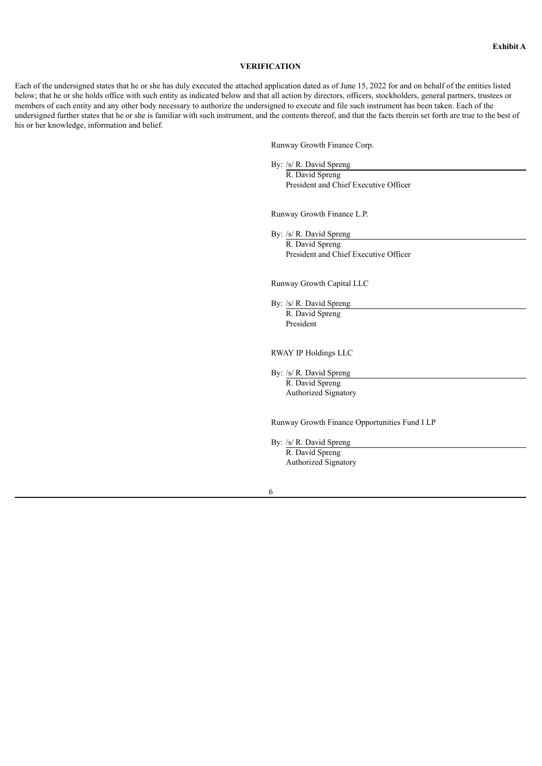**Exhibit A**

## VERIFICATION

Each of the undersigned states that he or she has duly executed the attached application dated as of June 15, 2022 for and on behalf of the entities listed below; that he or she holds office with such entity as indicated below and that all action by directors, officers, stockholders, general partners, trustees or members of each entity and any other body necessary to authorize the undersigned to execute and file such instrument has been taken. Each of the undersigned further states that he or she is familiar with such instrument, and the contents thereof, and that the facts therein set forth are true to the best of his or her knowledge, information and belief.

Runway Growth Finance Corp.

By: /s/ R. David Spreng
R. David Spreng
President and Chief Executive Officer

Runway Growth Finance L.P.

By: /s/ R. David Spreng
R. David Spreng
President and Chief Executive Officer

Runway Growth Capital LLC

By: /s/ R. David Spreng
R. David Spreng
President

RWAY IP Holdings LLC

By: /s/ R. David Spreng
R. David Spreng
Authorized Signatory

Runway Growth Finance Opportunities Fund I LP

By: /s/ R. David Spreng
R. David Spreng
Authorized Signatory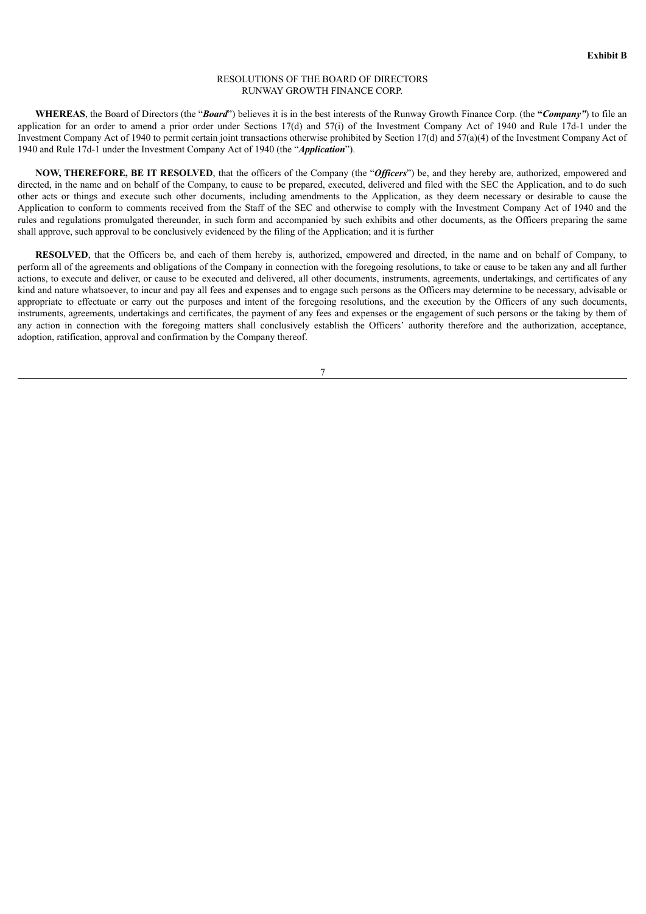**Exhibit B**

RESOLUTIONS OF THE BOARD OF DIRECTORS
RUNWAY GROWTH FINANCE CORP.

**WHEREAS**, the Board of Directors (the "***Board***") believes it is in the best interests of the Runway Growth Finance Corp. (the **"*Company"***) to file an application for an order to amend a prior order under Sections 17(d) and 57(i) of the Investment Company Act of 1940 and Rule 17d-1 under the Investment Company Act of 1940 to permit certain joint transactions otherwise prohibited by Section 17(d) and 57(a)(4) of the Investment Company Act of 1940 and Rule 17d-1 under the Investment Company Act of 1940 (the "***Application***").

**NOW, THEREFORE, BE IT RESOLVED**, that the officers of the Company (the "***Officers***") be, and they hereby are, authorized, empowered and directed, in the name and on behalf of the Company, to cause to be prepared, executed, delivered and filed with the SEC the Application, and to do such other acts or things and execute such other documents, including amendments to the Application, as they deem necessary or desirable to cause the Application to conform to comments received from the Staff of the SEC and otherwise to comply with the Investment Company Act of 1940 and the rules and regulations promulgated thereunder, in such form and accompanied by such exhibits and other documents, as the Officers preparing the same shall approve, such approval to be conclusively evidenced by the filing of the Application; and it is further

**RESOLVED**, that the Officers be, and each of them hereby is, authorized, empowered and directed, in the name and on behalf of Company, to perform all of the agreements and obligations of the Company in connection with the foregoing resolutions, to take or cause to be taken any and all further actions, to execute and deliver, or cause to be executed and delivered, all other documents, instruments, agreements, undertakings, and certificates of any kind and nature whatsoever, to incur and pay all fees and expenses and to engage such persons as the Officers may determine to be necessary, advisable or appropriate to effectuate or carry out the purposes and intent of the foregoing resolutions, and the execution by the Officers of any such documents, instruments, agreements, undertakings and certificates, the payment of any fees and expenses or the engagement of such persons or the taking by them of any action in connection with the foregoing matters shall conclusively establish the Officers' authority therefore and the authorization, acceptance, adoption, ratification, approval and confirmation by the Company thereof.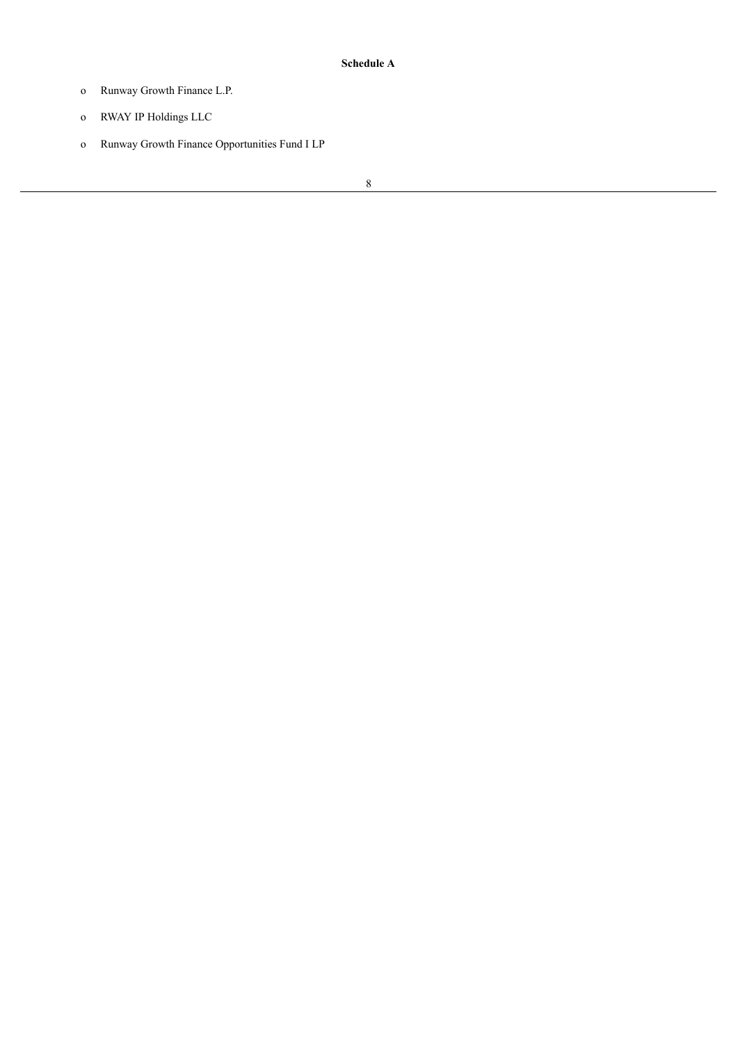**Schedule A**

- Runway Growth Finance L.P.
- RWAY IP Holdings LLC
- Runway Growth Finance Opportunities Fund I LP